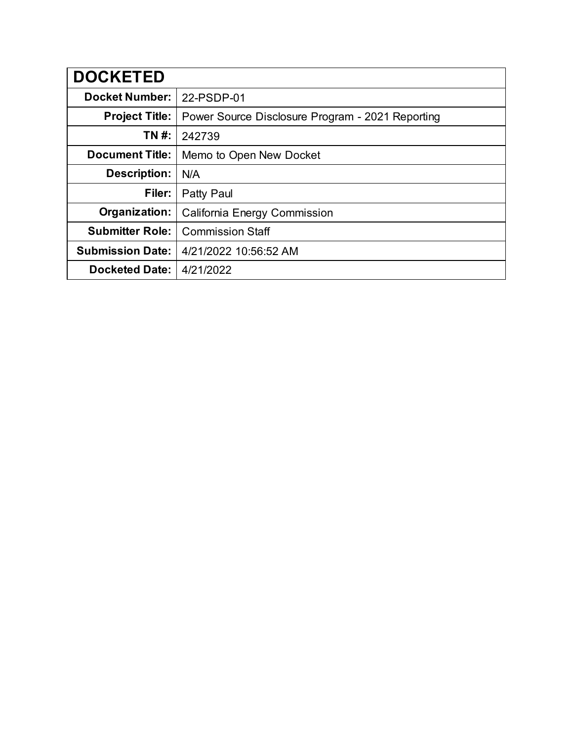| DOCKETED | |
|---|---|
| **Docket Number:** | 22-PSDP-01 |
| **Project Title:** | Power Source Disclosure Program - 2021 Reporting |
| **TN #:** | 242739 |
| **Document Title:** | Memo to Open New Docket |
| **Description:** | N/A |
| **Filer:** | Patty Paul |
| **Organization:** | California Energy Commission |
| **Submitter Role:** | Commission Staff |
| **Submission Date:** | 4/21/2022 10:56:52 AM |
| **Docketed Date:** | 4/21/2022 |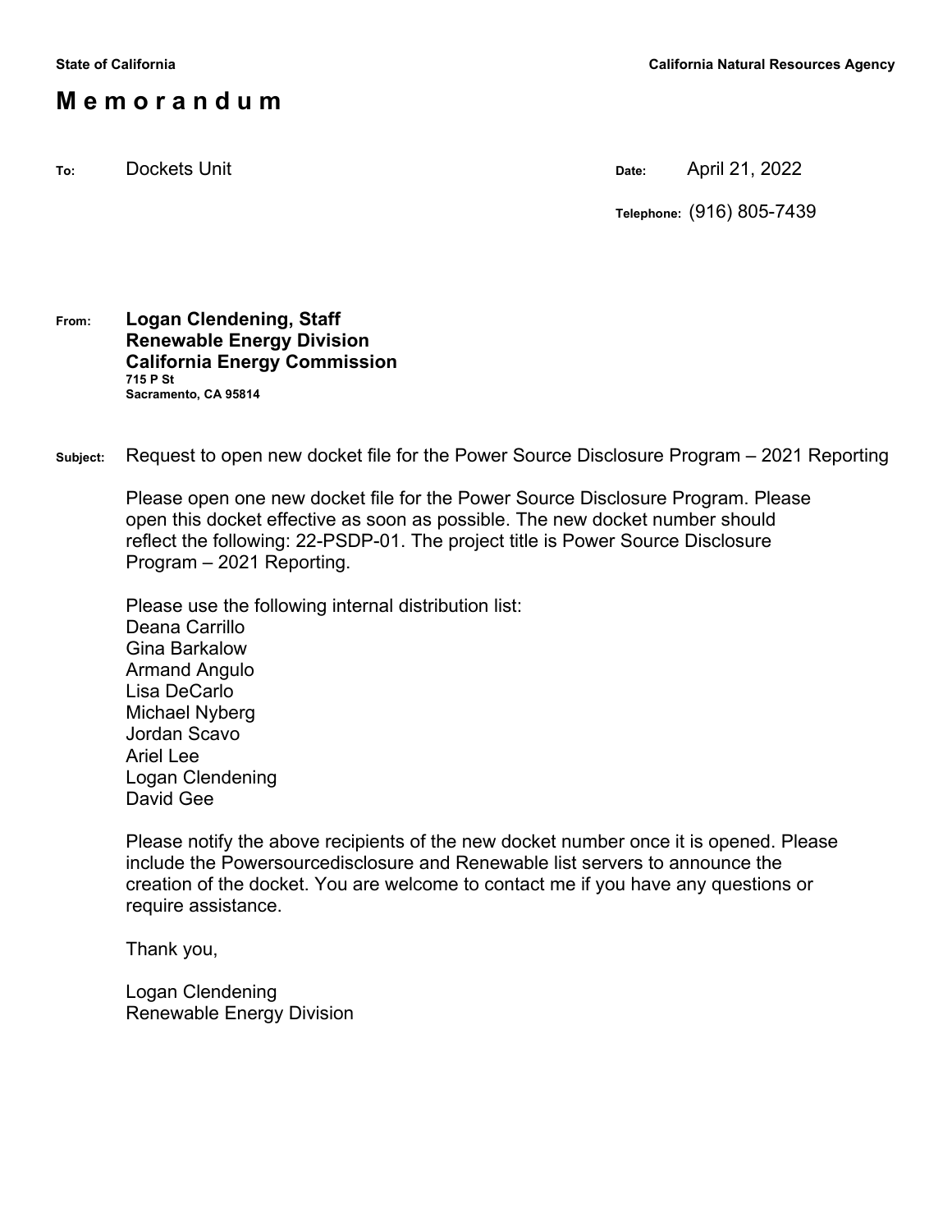**State of California** **California Natural Resources Agency**

# M e m o r a n d u m

**To:** Dockets Unit

**Date:** April 21, 2022

**Telephone:** (916) 805-7439

**From:** **Logan Clendening, Staff**
**Renewable Energy Division**
**California Energy Commission**
**715 P St**
**Sacramento, CA 95814**

**Subject:** Request to open new docket file for the Power Source Disclosure Program – 2021 Reporting

Please open one new docket file for the Power Source Disclosure Program. Please open this docket effective as soon as possible. The new docket number should reflect the following: 22-PSDP-01. The project title is Power Source Disclosure Program – 2021 Reporting.

Please use the following internal distribution list:
Deana Carrillo
Gina Barkalow
Armand Angulo
Lisa DeCarlo
Michael Nyberg
Jordan Scavo
Ariel Lee
Logan Clendening
David Gee

Please notify the above recipients of the new docket number once it is opened. Please include the Powersourcedisclosure and Renewable list servers to announce the creation of the docket. You are welcome to contact me if you have any questions or require assistance.

Thank you,

Logan Clendening
Renewable Energy Division